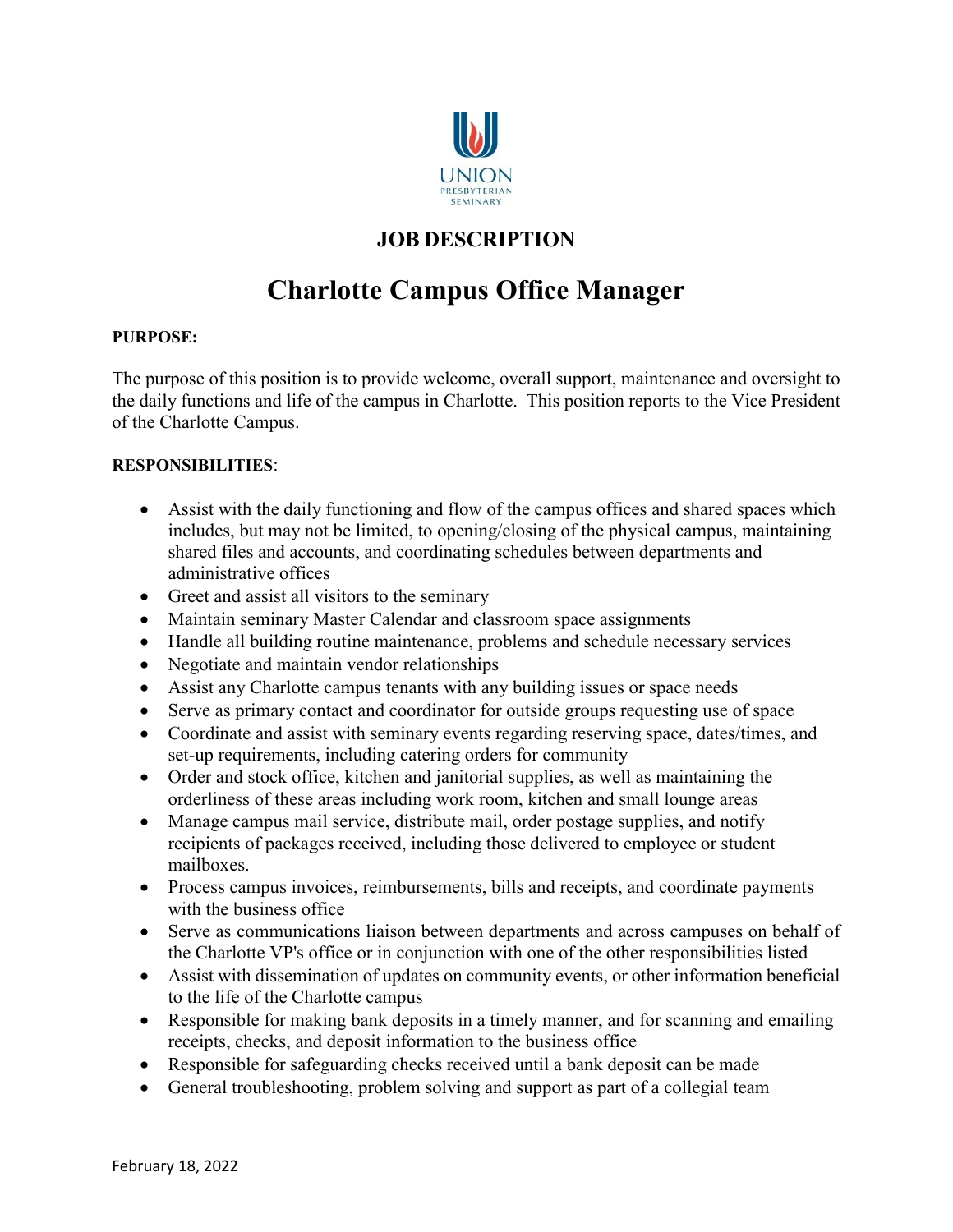UNION
PRESBYTERIAN
SEMINARY

## JOB DESCRIPTION

# Charlotte Campus Office Manager

**PURPOSE:**

The purpose of this position is to provide welcome, overall support, maintenance and oversight to the daily functions and life of the campus in Charlotte. This position reports to the Vice President of the Charlotte Campus.

**RESPONSIBILITIES**:

- Assist with the daily functioning and flow of the campus offices and shared spaces which includes, but may not be limited, to opening/closing of the physical campus, maintaining shared files and accounts, and coordinating schedules between departments and administrative offices
- Greet and assist all visitors to the seminary
- Maintain seminary Master Calendar and classroom space assignments
- Handle all building routine maintenance, problems and schedule necessary services
- Negotiate and maintain vendor relationships
- Assist any Charlotte campus tenants with any building issues or space needs
- Serve as primary contact and coordinator for outside groups requesting use of space
- Coordinate and assist with seminary events regarding reserving space, dates/times, and set-up requirements, including catering orders for community
- Order and stock office, kitchen and janitorial supplies, as well as maintaining the orderliness of these areas including work room, kitchen and small lounge areas
- Manage campus mail service, distribute mail, order postage supplies, and notify recipients of packages received, including those delivered to employee or student mailboxes.
- Process campus invoices, reimbursements, bills and receipts, and coordinate payments with the business office
- Serve as communications liaison between departments and across campuses on behalf of the Charlotte VP's office or in conjunction with one of the other responsibilities listed
- Assist with dissemination of updates on community events, or other information beneficial to the life of the Charlotte campus
- Responsible for making bank deposits in a timely manner, and for scanning and emailing receipts, checks, and deposit information to the business office
- Responsible for safeguarding checks received until a bank deposit can be made
- General troubleshooting, problem solving and support as part of a collegial team

February 18, 2022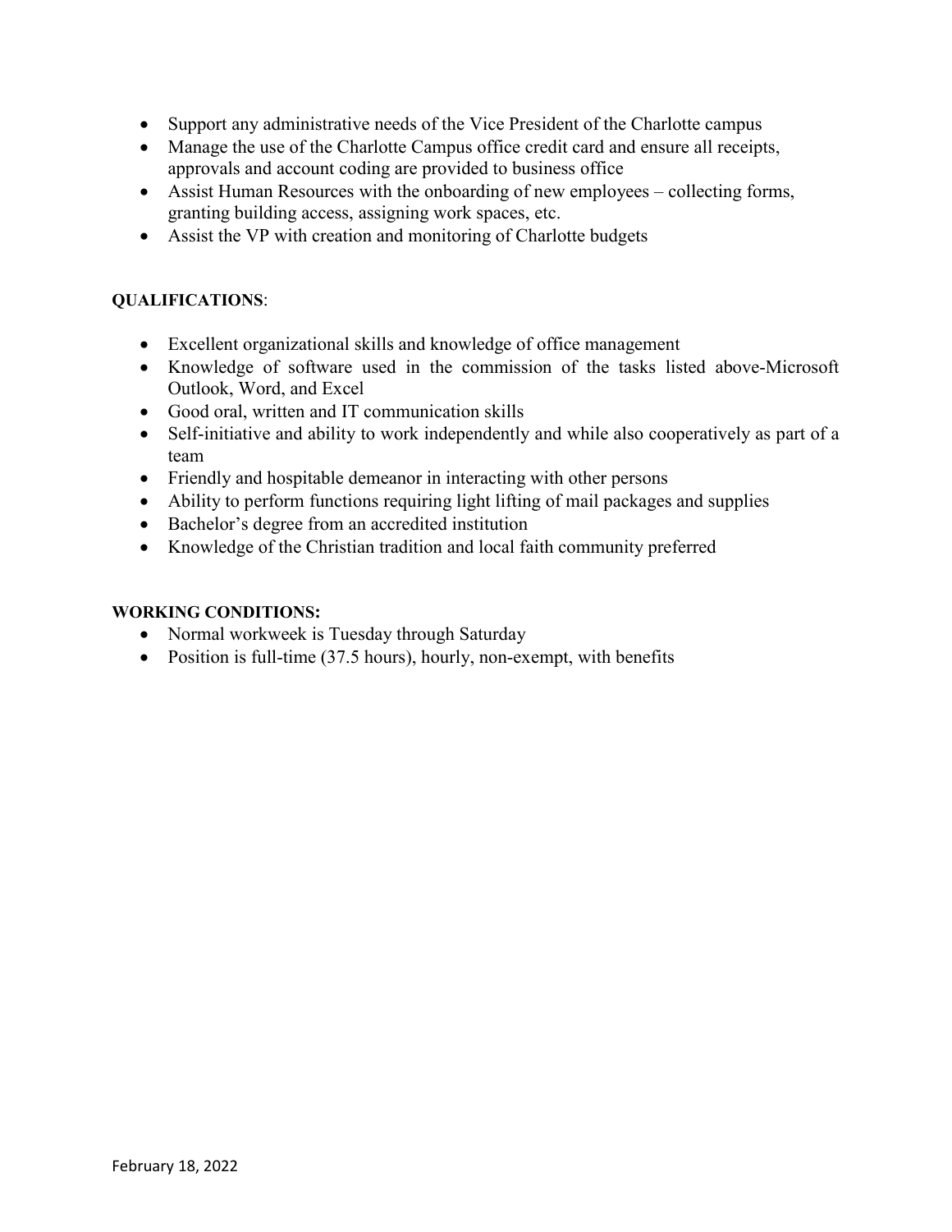- Support any administrative needs of the Vice President of the Charlotte campus
- Manage the use of the Charlotte Campus office credit card and ensure all receipts, approvals and account coding are provided to business office
- Assist Human Resources with the onboarding of new employees – collecting forms, granting building access, assigning work spaces, etc.
- Assist the VP with creation and monitoring of Charlotte budgets

**QUALIFICATIONS**:

- Excellent organizational skills and knowledge of office management
- Knowledge of software used in the commission of the tasks listed above-Microsoft Outlook, Word, and Excel
- Good oral, written and IT communication skills
- Self-initiative and ability to work independently and while also cooperatively as part of a team
- Friendly and hospitable demeanor in interacting with other persons
- Ability to perform functions requiring light lifting of mail packages and supplies
- Bachelor's degree from an accredited institution
- Knowledge of the Christian tradition and local faith community preferred

**WORKING CONDITIONS:**

- Normal workweek is Tuesday through Saturday
- Position is full-time (37.5 hours), hourly, non-exempt, with benefits

February 18, 2022